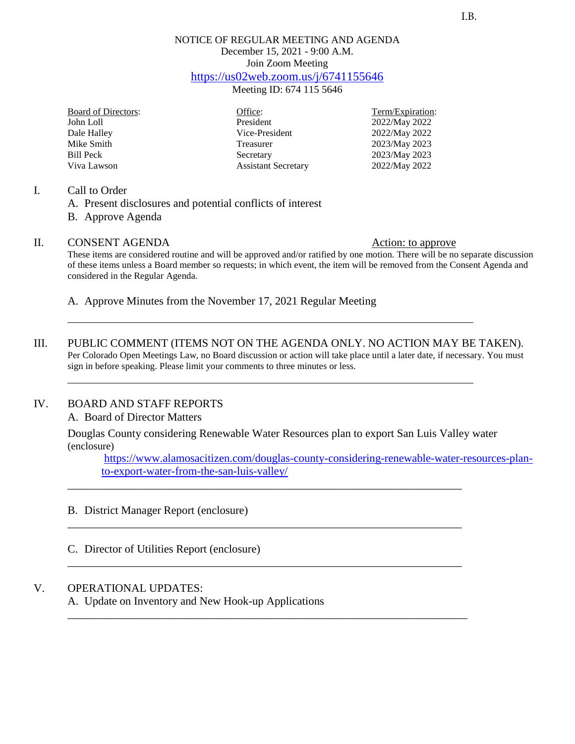I.B.

NOTICE OF REGULAR MEETING AND AGENDA
December 15, 2021 - 9:00 A.M.
Join Zoom Meeting
https://us02web.zoom.us/j/6741155646
Meeting ID: 674 115 5646

| Board of Directors: | Office: | Term/Expiration: |
|---|---|---|
| John Loll | President | 2022/May 2022 |
| Dale Halley | Vice-President | 2022/May 2022 |
| Mike Smith | Treasurer | 2023/May 2023 |
| Bill Peck | Secretary | 2023/May 2023 |
| Viva Lawson | Assistant Secretary | 2022/May 2022 |

I. Call to Order
   A. Present disclosures and potential conflicts of interest
   B. Approve Agenda

II. CONSENT AGENDA — Action: to approve

These items are considered routine and will be approved and/or ratified by one motion. There will be no separate discussion of these items unless a Board member so requests; in which event, the item will be removed from the Consent Agenda and considered in the Regular Agenda.

   A. Approve Minutes from the November 17, 2021 Regular Meeting

---

III. PUBLIC COMMENT (ITEMS NOT ON THE AGENDA ONLY. NO ACTION MAY BE TAKEN).

Per Colorado Open Meetings Law, no Board discussion or action will take place until a later date, if necessary. You must sign in before speaking. Please limit your comments to three minutes or less.

---

IV. BOARD AND STAFF REPORTS
   A. Board of Director Matters

Douglas County considering Renewable Water Resources plan to export San Luis Valley water (enclosure)

https://www.alamosacitizen.com/douglas-county-considering-renewable-water-resources-plan-to-export-water-from-the-san-luis-valley/

---

   B. District Manager Report (enclosure)

---

   C. Director of Utilities Report (enclosure)

---

V. OPERATIONAL UPDATES:
   A. Update on Inventory and New Hook-up Applications

---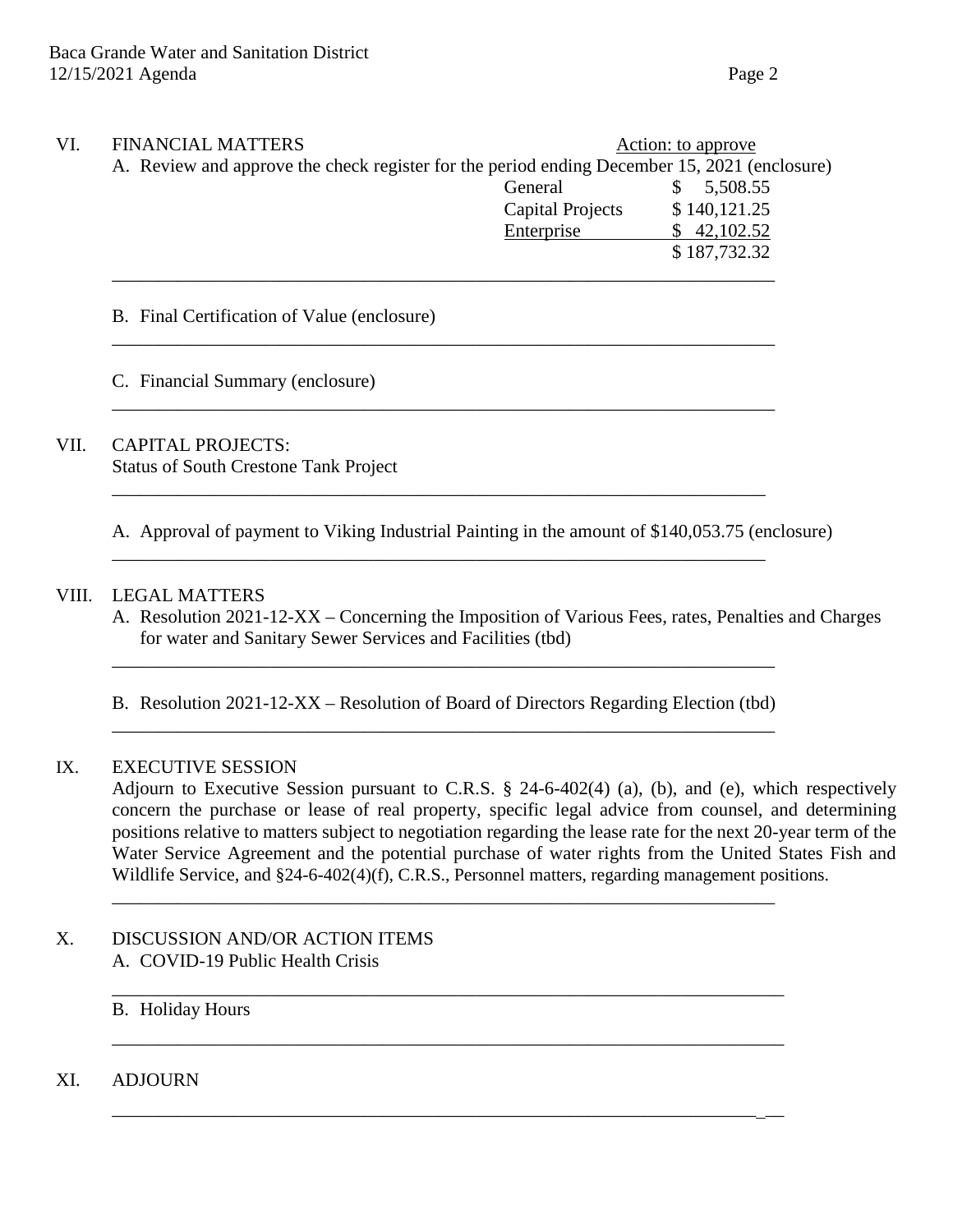VI. FINANCIAL MATTERS Action: to approve

A. Review and approve the check register for the period ending December 15, 2021 (enclosure)

| | |
|---|---|
| General | $ 5,508.55 |
| Capital Projects | $ 140,121.25 |
| Enterprise | $ 42,102.52 |
| | $ 187,732.32 |

B. Final Certification of Value (enclosure)

C. Financial Summary (enclosure)

VII. CAPITAL PROJECTS:
Status of South Crestone Tank Project

A. Approval of payment to Viking Industrial Painting in the amount of $140,053.75 (enclosure)

VIII. LEGAL MATTERS

A. Resolution 2021-12-XX – Concerning the Imposition of Various Fees, rates, Penalties and Charges for water and Sanitary Sewer Services and Facilities (tbd)

B. Resolution 2021-12-XX – Resolution of Board of Directors Regarding Election (tbd)

IX. EXECUTIVE SESSION

Adjourn to Executive Session pursuant to C.R.S. § 24-6-402(4) (a), (b), and (e), which respectively concern the purchase or lease of real property, specific legal advice from counsel, and determining positions relative to matters subject to negotiation regarding the lease rate for the next 20-year term of the Water Service Agreement and the potential purchase of water rights from the United States Fish and Wildlife Service, and §24-6-402(4)(f), C.R.S., Personnel matters, regarding management positions.

X. DISCUSSION AND/OR ACTION ITEMS

A. COVID-19 Public Health Crisis

B. Holiday Hours

XI. ADJOURN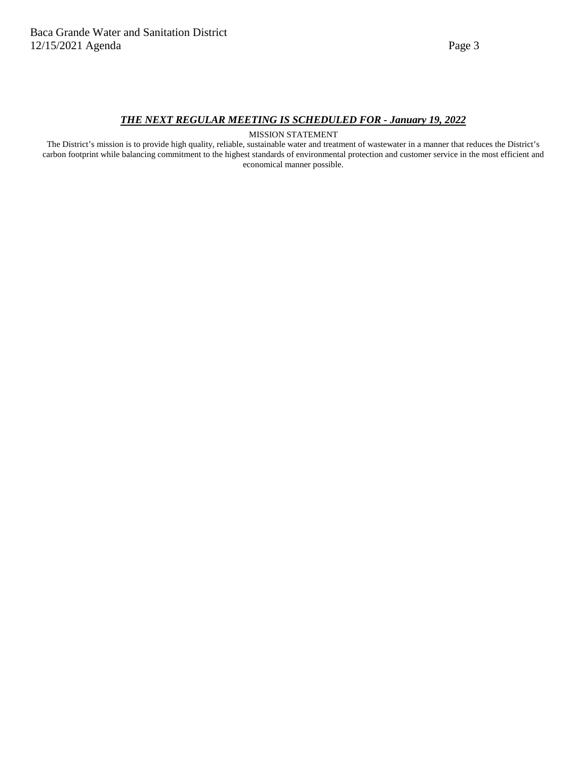***THE NEXT REGULAR MEETING IS SCHEDULED FOR - January 19, 2022***

MISSION STATEMENT

The District's mission is to provide high quality, reliable, sustainable water and treatment of wastewater in a manner that reduces the District's carbon footprint while balancing commitment to the highest standards of environmental protection and customer service in the most efficient and economical manner possible.